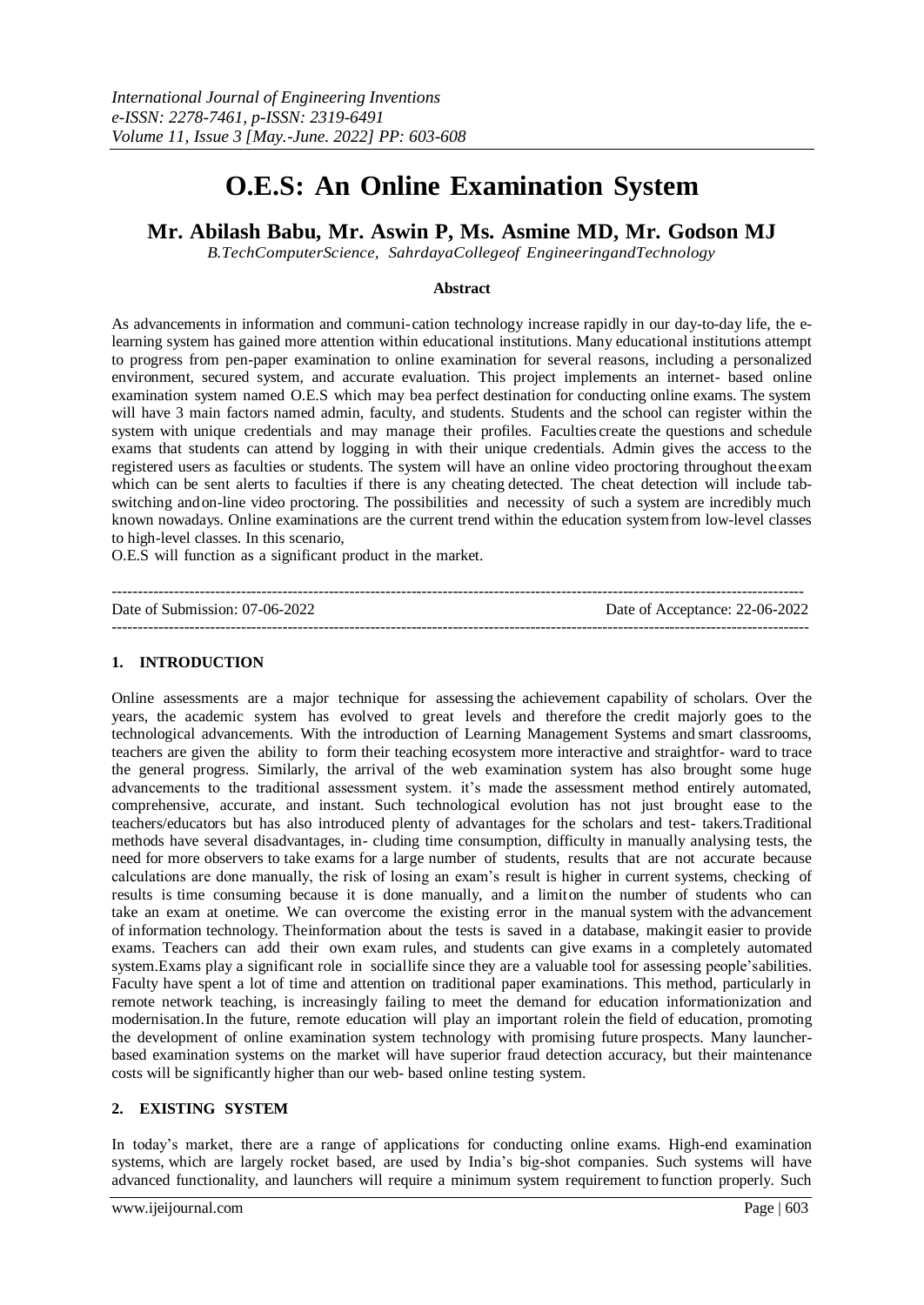// International Journal of Engineering Inventions header omitted

# O.E.S: An Online Examination System

## Mr. Abilash Babu, Mr. Aswin P, Ms. Asmine MD, Mr. Godson MJ

*B.TechComputerScience, SahrdayaCollegeof EngineeringandTechnology*

**Abstract**

As advancements in information and communi-cation technology increase rapidly in our day-to-day life, the e-learning system has gained more attention within educational institutions. Many educational institutions attempt to progress from pen-paper examination to online examination for several reasons, including a personalized environment, secured system, and accurate evaluation. This project implements an internet- based online examination system named O.E.S which may bea perfect destination for conducting online exams. The system will have 3 main factors named admin, faculty, and students. Students and the school can register within the system with unique credentials and may manage their profiles. Faculties create the questions and schedule exams that students can attend by logging in with their unique credentials. Admin gives the access to the registered users as faculties or students. The system will have an online video proctoring throughout theexam which can be sent alerts to faculties if there is any cheating detected. The cheat detection will include tab-switching andon-line video proctoring. The possibilities and necessity of such a system are incredibly much known nowadays. Online examinations are the current trend within the education systemfrom low-level classes to high-level classes. In this scenario,

O.E.S will function as a significant product in the market.

---

Date of Submission: 07-06-2022 Date of Acceptance: 22-06-2022

---

## 1. INTRODUCTION

Online assessments are a major technique for assessing the achievement capability of scholars. Over the years, the academic system has evolved to great levels and therefore the credit majorly goes to the technological advancements. With the introduction of Learning Management Systems and smart classrooms, teachers are given the ability to form their teaching ecosystem more interactive and straightfor- ward to trace the general progress. Similarly, the arrival of the web examination system has also brought some huge advancements to the traditional assessment system. it's made the assessment method entirely automated, comprehensive, accurate, and instant. Such technological evolution has not just brought ease to the teachers/educators but has also introduced plenty of advantages for the scholars and test- takers.Traditional methods have several disadvantages, in- cluding time consumption, difficulty in manually analysing tests, the need for more observers to take exams for a large number of students, results that are not accurate because calculations are done manually, the risk of losing an exam's result is higher in current systems, checking of results is time consuming because it is done manually, and a limiton the number of students who can take an exam at onetime. We can overcome the existing error in the manual system with the advancement of information technology. Theinformation about the tests is saved in a database, makingit easier to provide exams. Teachers can add their own exam rules, and students can give exams in a completely automated system.Exams play a significant role in sociallife since they are a valuable tool for assessing people'sabilities. Faculty have spent a lot of time and attention on traditional paper examinations. This method, particularly in remote network teaching, is increasingly failing to meet the demand for education informationization and modernisation.In the future, remote education will play an important rolein the field of education, promoting the development of online examination system technology with promising future prospects. Many launcher-based examination systems on the market will have superior fraud detection accuracy, but their maintenance costs will be significantly higher than our web- based online testing system.

## 2. EXISTING SYSTEM

In today's market, there are a range of applications for conducting online exams. High-end examination systems, which are largely rocket based, are used by India's big-shot companies. Such systems will have advanced functionality, and launchers will require a minimum system requirement to function properly. Such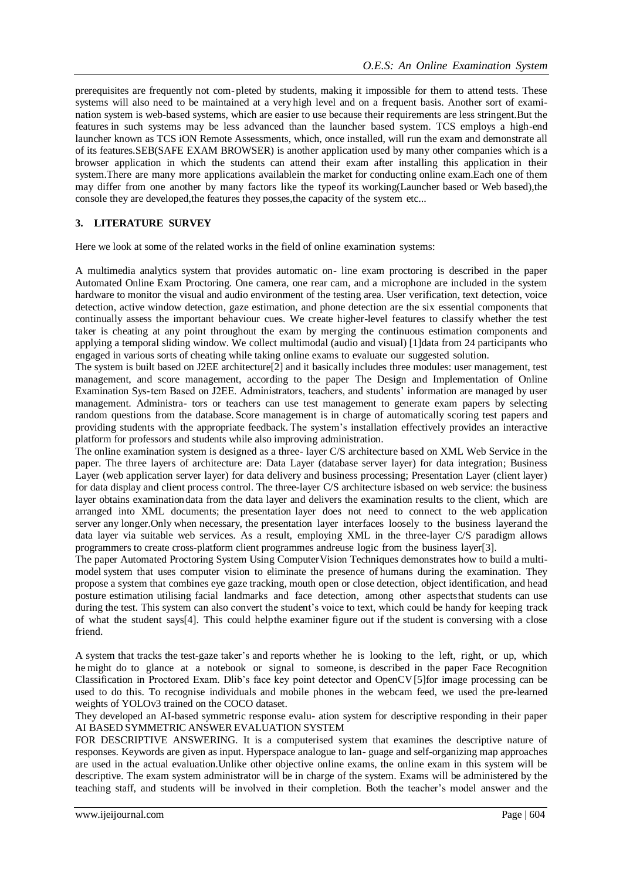prerequisites are frequently not com- pleted by students, making it impossible for them to attend tests. These systems will also need to be maintained at a very high level and on a frequent basis. Another sort of examination system is web-based systems, which are easier to use because their requirements are less stringent.But the features in such systems may be less advanced than the launcher based system. TCS employs a high-end launcher known as TCS iON Remote Assessments, which, once installed, will run the exam and demonstrate all of its features.SEB(SAFE EXAM BROWSER) is another application used by many other companies which is a browser application in which the students can attend their exam after installing this application in their system.There are many more applications availablein the market for conducting online exam.Each one of them may differ from one another by many factors like the typeof its working(Launcher based or Web based),the console they are developed,the features they posses,the capacity of the system etc...

## 3. LITERATURE SURVEY

Here we look at some of the related works in the field of online examination systems:

A multimedia analytics system that provides automatic on- line exam proctoring is described in the paper Automated Online Exam Proctoring. One camera, one rear cam, and a microphone are included in the system hardware to monitor the visual and audio environment of the testing area. User verification, text detection, voice detection, active window detection, gaze estimation, and phone detection are the six essential components that continually assess the important behaviour cues. We create higher-level features to classify whether the test taker is cheating at any point throughout the exam by merging the continuous estimation components and applying a temporal sliding window. We collect multimodal (audio and visual) [1]data from 24 participants who engaged in various sorts of cheating while taking online exams to evaluate our suggested solution.

The system is built based on J2EE architecture[2] and it basically includes three modules: user management, test management, and score management, according to the paper The Design and Implementation of Online Examination Sys-tem Based on J2EE. Administrators, teachers, and students' information are managed by user management. Administra- tors or teachers can use test management to generate exam papers by selecting random questions from the database. Score management is in charge of automatically scoring test papers and providing students with the appropriate feedback. The system's installation effectively provides an interactive platform for professors and students while also improving administration.

The online examination system is designed as a three- layer C/S architecture based on XML Web Service in the paper. The three layers of architecture are: Data Layer (database server layer) for data integration; Business Layer (web application server layer) for data delivery and business processing; Presentation Layer (client layer) for data display and client process control. The three-layer C/S architecture isbased on web service: the business layer obtains examinationdata from the data layer and delivers the examination results to the client, which are arranged into XML documents; the presentation layer does not need to connect to the web application server any longer.Only when necessary, the presentation layer interfaces loosely to the business layerand the data layer via suitable web services. As a result, employing XML in the three-layer C/S paradigm allows programmers to create cross-platform client programmes andreuse logic from the business layer[3].

The paper Automated Proctoring System Using ComputerVision Techniques demonstrates how to build a multi-model system that uses computer vision to eliminate the presence of humans during the examination. They propose a system that combines eye gaze tracking, mouth open or close detection, object identification, and head posture estimation utilising facial landmarks and face detection, among other aspectsthat students can use during the test. This system can also convert the student's voice to text, which could be handy for keeping track of what the student says[4]. This could helpthe examiner figure out if the student is conversing with a close friend.

A system that tracks the test-gaze taker's and reports whether he is looking to the left, right, or up, which he might do to glance at a notebook or signal to someone, is described in the paper Face Recognition Classification in Proctored Exam. Dlib's face key point detector and OpenCV[5]for image processing can be used to do this. To recognise individuals and mobile phones in the webcam feed, we used the pre-learned weights of YOLOv3 trained on the COCO dataset.

They developed an AI-based symmetric response evalu- ation system for descriptive responding in their paper AI BASED SYMMETRIC ANSWER EVALUATION SYSTEM FOR DESCRIPTIVE ANSWERING. It is a computerised system that examines the descriptive nature of responses. Keywords are given as input. Hyperspace analogue to lan- guage and self-organizing map approaches are used in the actual evaluation.Unlike other objective online exams, the online exam in this system will be descriptive. The exam system administrator will be in charge of the system. Exams will be administered by the teaching staff, and students will be involved in their completion. Both the teacher's model answer and the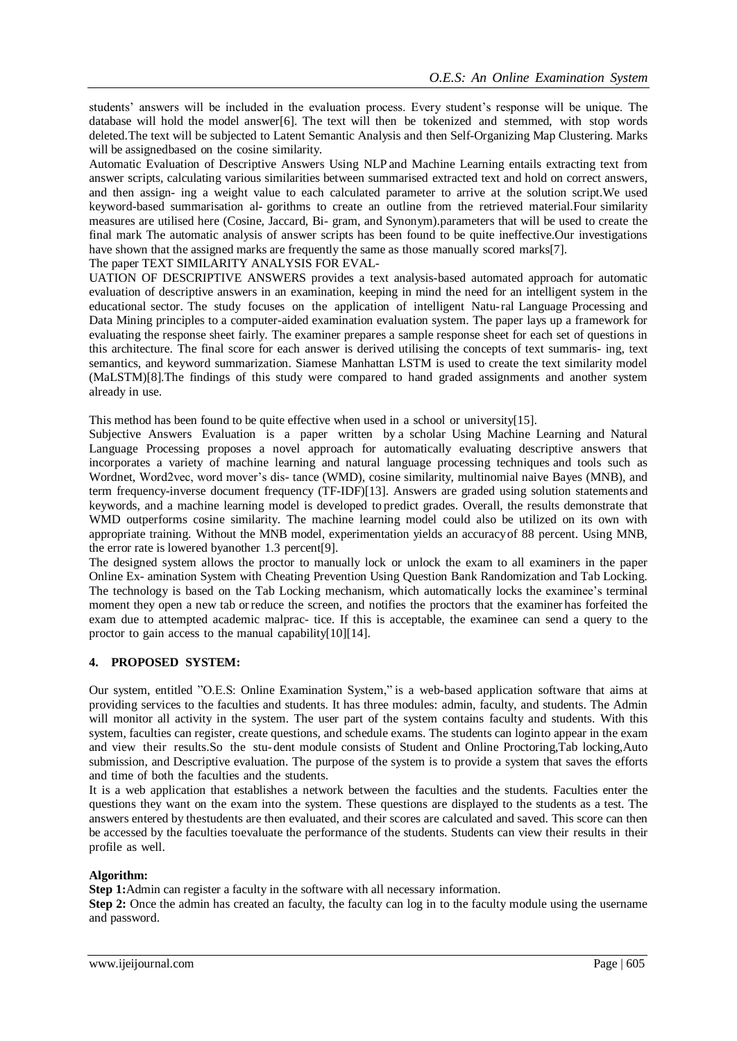students' answers will be included in the evaluation process. Every student's response will be unique. The database will hold the model answer[6]. The text will then be tokenized and stemmed, with stop words deleted.The text will be subjected to Latent Semantic Analysis and then Self-Organizing Map Clustering. Marks will be assignedbased on the cosine similarity.

Automatic Evaluation of Descriptive Answers Using NLP and Machine Learning entails extracting text from answer scripts, calculating various similarities between summarised extracted text and hold on correct answers, and then assign- ing a weight value to each calculated parameter to arrive at the solution script.We used keyword-based summarisation al- gorithms to create an outline from the retrieved material.Four similarity measures are utilised here (Cosine, Jaccard, Bi- gram, and Synonym).parameters that will be used to create the final mark The automatic analysis of answer scripts has been found to be quite ineffective.Our investigations have shown that the assigned marks are frequently the same as those manually scored marks[7].

The paper TEXT SIMILARITY ANALYSIS FOR EVAL-

UATION OF DESCRIPTIVE ANSWERS provides a text analysis-based automated approach for automatic evaluation of descriptive answers in an examination, keeping in mind the need for an intelligent system in the educational sector. The study focuses on the application of intelligent Natu-ral Language Processing and Data Mining principles to a computer-aided examination evaluation system. The paper lays up a framework for evaluating the response sheet fairly. The examiner prepares a sample response sheet for each set of questions in this architecture. The final score for each answer is derived utilising the concepts of text summaris- ing, text semantics, and keyword summarization. Siamese Manhattan LSTM is used to create the text similarity model (MaLSTM)[8].The findings of this study were compared to hand graded assignments and another system already in use.

This method has been found to be quite effective when used in a school or university[15].

Subjective Answers Evaluation is a paper written by a scholar Using Machine Learning and Natural Language Processing proposes a novel approach for automatically evaluating descriptive answers that incorporates a variety of machine learning and natural language processing techniques and tools such as Wordnet, Word2vec, word mover's dis- tance (WMD), cosine similarity, multinomial naive Bayes (MNB), and term frequency-inverse document frequency (TF-IDF)[13]. Answers are graded using solution statements and keywords, and a machine learning model is developed to predict grades. Overall, the results demonstrate that WMD outperforms cosine similarity. The machine learning model could also be utilized on its own with appropriate training. Without the MNB model, experimentation yields an accuracyof 88 percent. Using MNB, the error rate is lowered byanother 1.3 percent[9].

The designed system allows the proctor to manually lock or unlock the exam to all examiners in the paper Online Ex- amination System with Cheating Prevention Using Question Bank Randomization and Tab Locking. The technology is based on the Tab Locking mechanism, which automatically locks the examinee's terminal moment they open a new tab or reduce the screen, and notifies the proctors that the examiner has forfeited the exam due to attempted academic malprac- tice. If this is acceptable, the examinee can send a query to the proctor to gain access to the manual capability[10][14].

## 4. PROPOSED SYSTEM:

Our system, entitled "O.E.S: Online Examination System," is a web-based application software that aims at providing services to the faculties and students. It has three modules: admin, faculty, and students. The Admin will monitor all activity in the system. The user part of the system contains faculty and students. With this system, faculties can register, create questions, and schedule exams. The students can loginto appear in the exam and view their results.So the stu- dent module consists of Student and Online Proctoring,Tab locking,Auto submission, and Descriptive evaluation. The purpose of the system is to provide a system that saves the efforts and time of both the faculties and the students.

It is a web application that establishes a network between the faculties and the students. Faculties enter the questions they want on the exam into the system. These questions are displayed to the students as a test. The answers entered by thestudents are then evaluated, and their scores are calculated and saved. This score can then be accessed by the faculties toevaluate the performance of the students. Students can view their results in their profile as well.

**Algorithm:**

**Step 1:**Admin can register a faculty in the software with all necessary information.

**Step 2:** Once the admin has created an faculty, the faculty can log in to the faculty module using the username and password.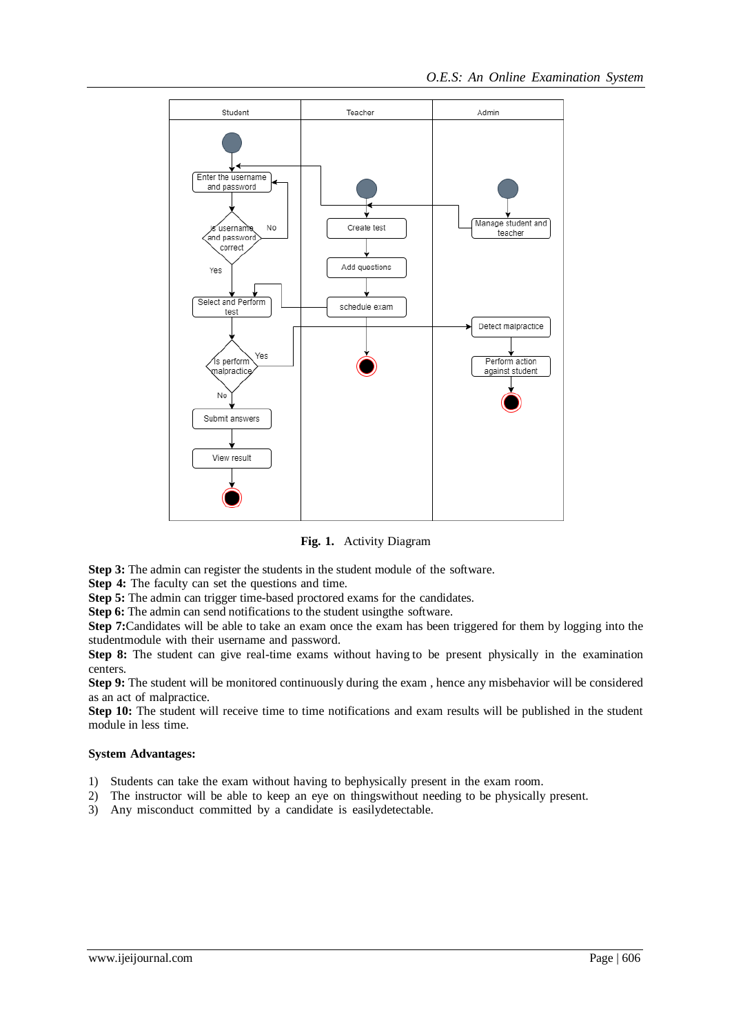**Fig. 1.** Activity Diagram

**Step 3:** The admin can register the students in the student module of the software.
**Step 4:** The faculty can set the questions and time.
**Step 5:** The admin can trigger time-based proctored exams for the candidates.
**Step 6:** The admin can send notifications to the student usingthe software.
**Step 7:**Candidates will be able to take an exam once the exam has been triggered for them by logging into the studentmodule with their username and password.
**Step 8:** The student can give real-time exams without having to be present physically in the examination centers.
**Step 9:** The student will be monitored continuously during the exam , hence any misbehavior will be considered as an act of malpractice.
**Step 10:** The student will receive time to time notifications and exam results will be published in the student module in less time.

**System Advantages:**

1) Students can take the exam without having to bephysically present in the exam room.
2) The instructor will be able to keep an eye on thingswithout needing to be physically present.
3) Any misconduct committed by a candidate is easilydetectable.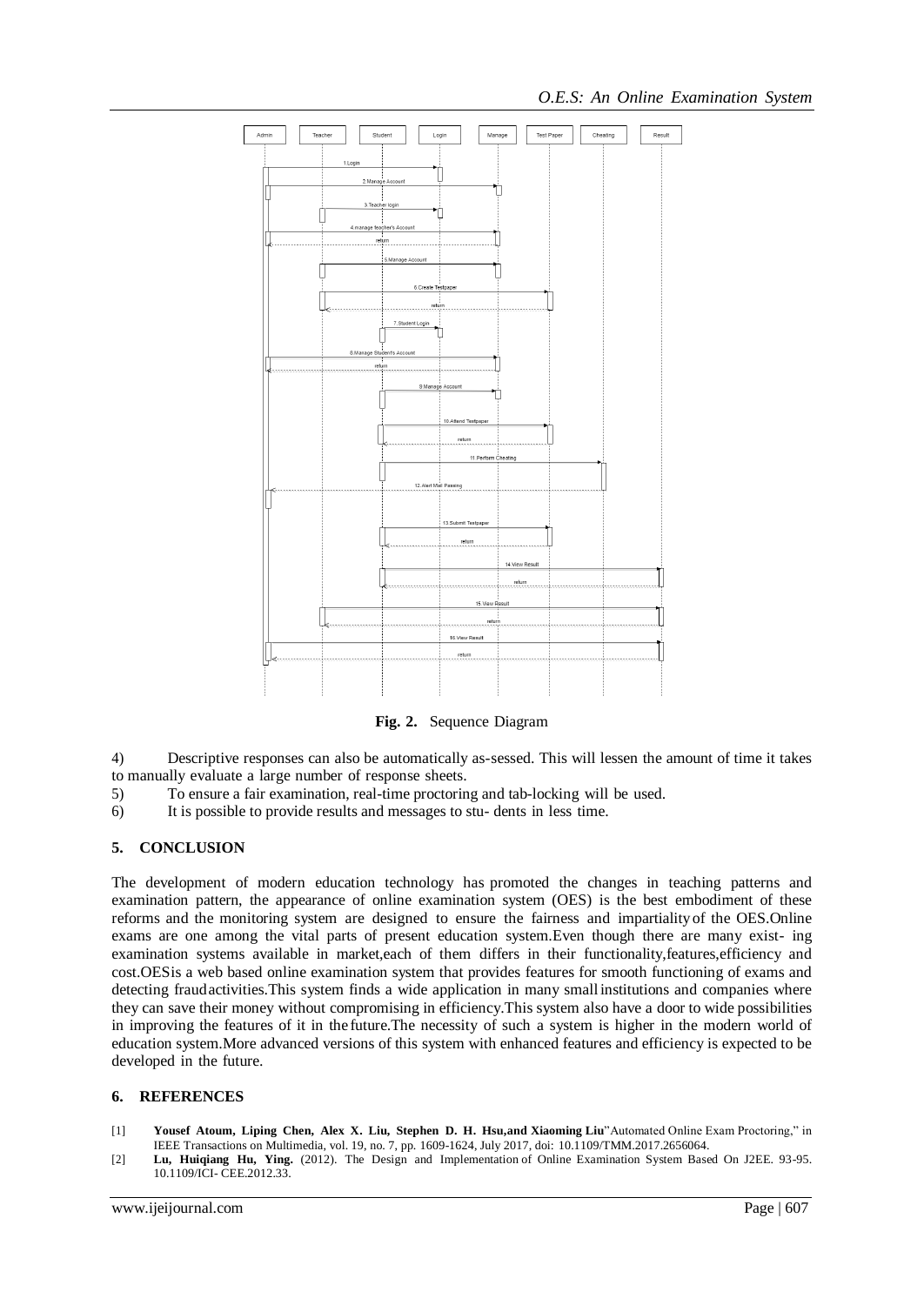Fig. 2. Sequence Diagram

4) Descriptive responses can also be automatically as-sessed. This will lessen the amount of time it takes to manually evaluate a large number of response sheets.

5) To ensure a fair examination, real-time proctoring and tab-locking will be used.

6) It is possible to provide results and messages to stu- dents in less time.

## 5. CONCLUSION

The development of modern education technology has promoted the changes in teaching patterns and examination pattern, the appearance of online examination system (OES) is the best embodiment of these reforms and the monitoring system are designed to ensure the fairness and impartiality of the OES.Online exams are one among the vital parts of present education system.Even though there are many exist- ing examination systems available in market,each of them differs in their functionality,features,efficiency and cost.OESis a web based online examination system that provides features for smooth functioning of exams and detecting fraudactivities.This system finds a wide application in many smallinstitutions and companies where they can save their money without compromising in efficiency.This system also have a door to wide possibilities in improving the features of it in thefuture.The necessity of such a system is higher in the modern world of education system.More advanced versions of this system with enhanced features and efficiency is expected to be developed in the future.

## 6. REFERENCES

[1] **Yousef Atoum, Liping Chen, Alex X. Liu, Stephen D. H. Hsu,and Xiaoming Liu**"Automated Online Exam Proctoring," in IEEE Transactions on Multimedia, vol. 19, no. 7, pp. 1609-1624, July 2017, doi: 10.1109/TMM.2017.2656064.

[2] **Lu, Huiqiang Hu, Ying.** (2012). The Design and Implementation of Online Examination System Based On J2EE. 93-95. 10.1109/ICI- CEE.2012.33.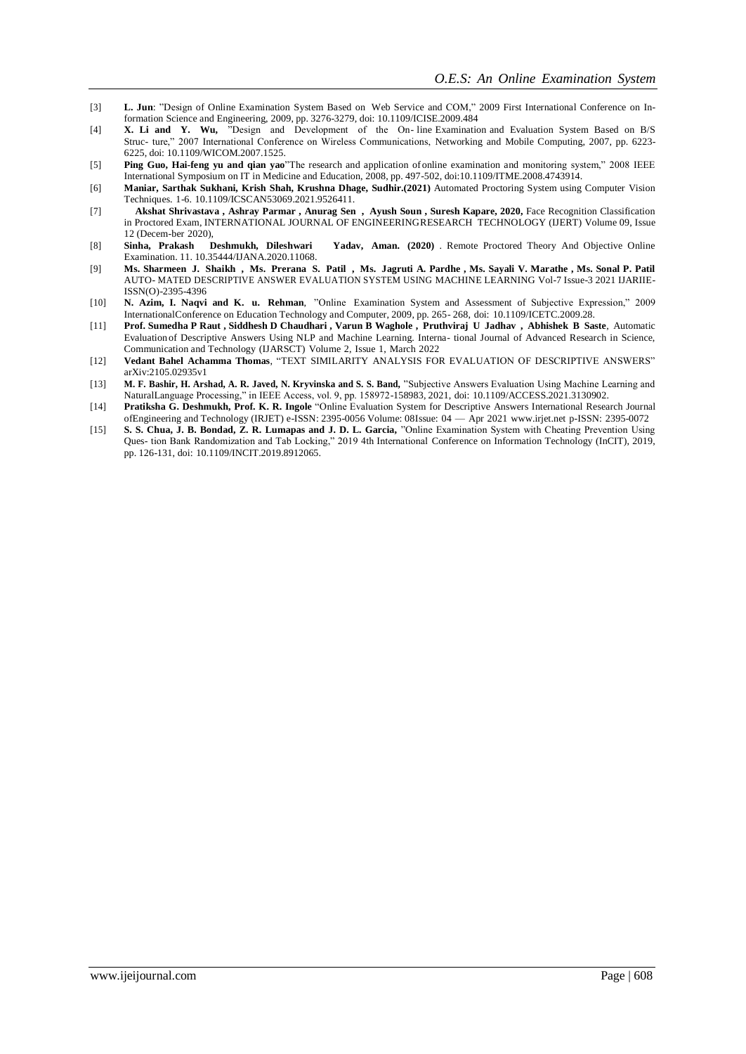[3] **L. Jun**: "Design of Online Examination System Based on Web Service and COM," 2009 First International Conference on Information Science and Engineering, 2009, pp. 3276-3279, doi: 10.1109/ICISE.2009.484

[4] **X. Li and Y. Wu,** "Design and Development of the On- line Examination and Evaluation System Based on B/S Struc- ture," 2007 International Conference on Wireless Communications, Networking and Mobile Computing, 2007, pp. 6223-6225, doi: 10.1109/WICOM.2007.1525.

[5] **Ping Guo, Hai-feng yu and qian yao**"The research and application of online examination and monitoring system," 2008 IEEE International Symposium on IT in Medicine and Education, 2008, pp. 497-502, doi:10.1109/ITME.2008.4743914.

[6] **Maniar, Sarthak Sukhani, Krish Shah, Krushna Dhage, Sudhir.(2021)** Automated Proctoring System using Computer Vision Techniques. 1-6. 10.1109/ICSCAN53069.2021.9526411.

[7] **Akshat Shrivastava , Ashray Parmar , Anurag Sen , Ayush Soun , Suresh Kapare, 2020,** Face Recognition Classification in Proctored Exam, INTERNATIONAL JOURNAL OF ENGINEERING RESEARCH TECHNOLOGY (IJERT) Volume 09, Issue 12 (Decem-ber 2020),

[8] **Sinha, Prakash Deshmukh, Dileshwari Yadav, Aman. (2020)** . Remote Proctored Theory And Objective Online Examination. 11. 10.35444/IJANA.2020.11068.

[9] **Ms. Sharmeen J. Shaikh , Ms. Prerana S. Patil , Ms. Jagruti A. Pardhe , Ms. Sayali V. Marathe , Ms. Sonal P. Patil** AUTO- MATED DESCRIPTIVE ANSWER EVALUATION SYSTEM USING MACHINE LEARNING Vol-7 Issue-3 2021 IJARIIE-ISSN(O)-2395-4396

[10] **N. Azim, I. Naqvi and K. u. Rehman**, "Online Examination System and Assessment of Subjective Expression," 2009 InternationalConference on Education Technology and Computer, 2009, pp. 265- 268, doi: 10.1109/ICETC.2009.28.

[11] **Prof. Sumedha P Raut , Siddhesh D Chaudhari , Varun B Waghole , Pruthviraj U Jadhav , Abhishek B Saste**, Automatic Evaluation of Descriptive Answers Using NLP and Machine Learning. Interna- tional Journal of Advanced Research in Science, Communication and Technology (IJARSCT) Volume 2, Issue 1, March 2022

[12] **Vedant Bahel Achamma Thomas**, "TEXT SIMILARITY ANALYSIS FOR EVALUATION OF DESCRIPTIVE ANSWERS" arXiv:2105.02935v1

[13] **M. F. Bashir, H. Arshad, A. R. Javed, N. Kryvinska and S. S. Band,** "Subjective Answers Evaluation Using Machine Learning and NaturalLanguage Processing," in IEEE Access, vol. 9, pp. 158972-158983, 2021, doi: 10.1109/ACCESS.2021.3130902.

[14] **Pratiksha G. Deshmukh, Prof. K. R. Ingole** "Online Evaluation System for Descriptive Answers International Research Journal ofEngineering and Technology (IRJET) e-ISSN: 2395-0056 Volume: 08Issue: 04 — Apr 2021 www.irjet.net p-ISSN: 2395-0072

[15] **S. S. Chua, J. B. Bondad, Z. R. Lumapas and J. D. L. Garcia,** "Online Examination System with Cheating Prevention Using Ques- tion Bank Randomization and Tab Locking," 2019 4th International Conference on Information Technology (InCIT), 2019, pp. 126-131, doi: 10.1109/INCIT.2019.8912065.